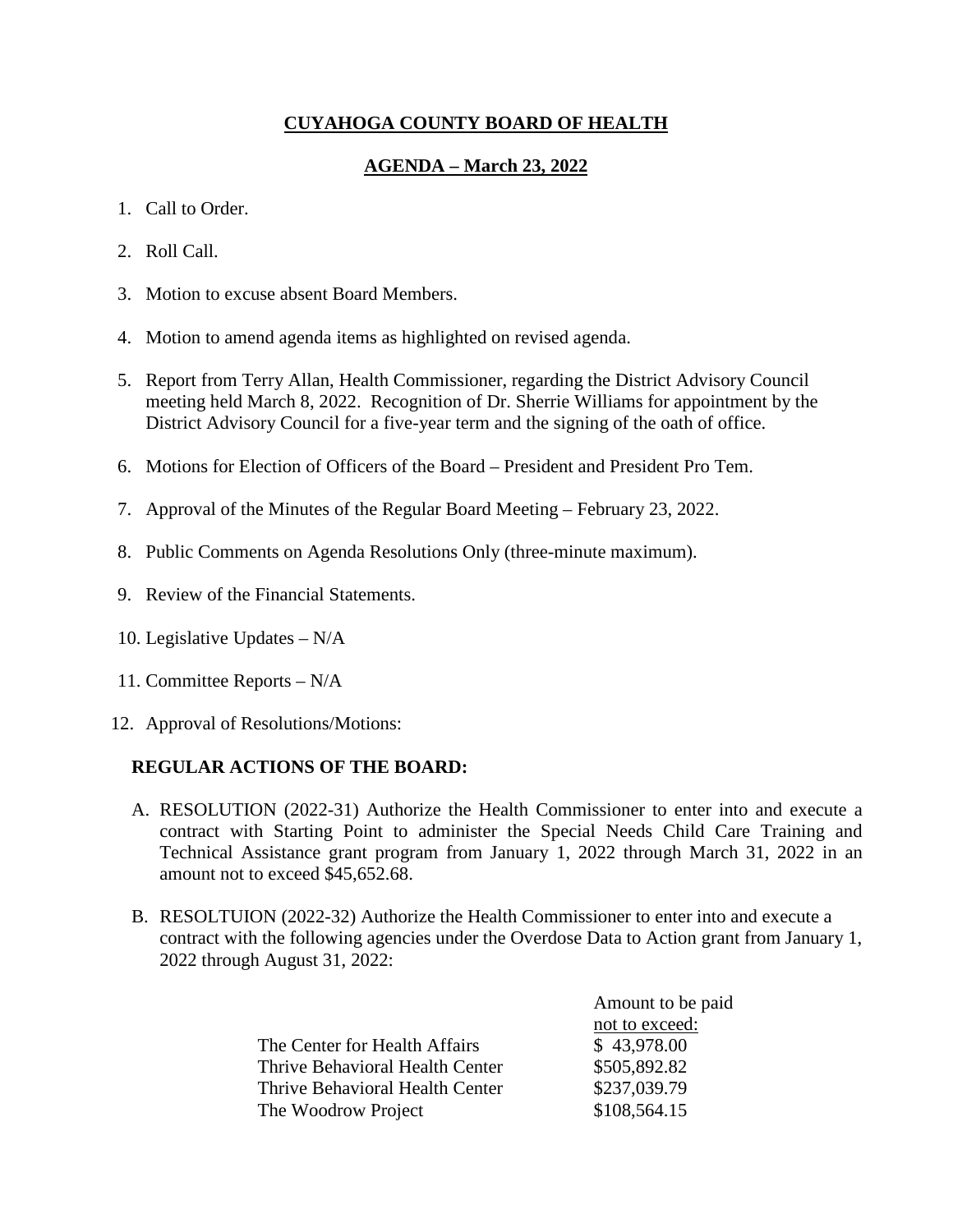# CUYAHOGA COUNTY BOARD OF HEALTH

## AGENDA – March 23, 2022

1. Call to Order.
2. Roll Call.
3. Motion to excuse absent Board Members.
4. Motion to amend agenda items as highlighted on revised agenda.
5. Report from Terry Allan, Health Commissioner, regarding the District Advisory Council meeting held March 8, 2022. Recognition of Dr. Sherrie Williams for appointment by the District Advisory Council for a five-year term and the signing of the oath of office.
6. Motions for Election of Officers of the Board – President and President Pro Tem.
7. Approval of the Minutes of the Regular Board Meeting – February 23, 2022.
8. Public Comments on Agenda Resolutions Only (three-minute maximum).
9. Review of the Financial Statements.
10. Legislative Updates – N/A
11. Committee Reports – N/A
12. Approval of Resolutions/Motions:

**REGULAR ACTIONS OF THE BOARD:**

A. RESOLUTION (2022-31) Authorize the Health Commissioner to enter into and execute a contract with Starting Point to administer the Special Needs Child Care Training and Technical Assistance grant program from January 1, 2022 through March 31, 2022 in an amount not to exceed $45,652.68.

B. RESOLTUION (2022-32) Authorize the Health Commissioner to enter into and execute a contract with the following agencies under the Overdose Data to Action grant from January 1, 2022 through August 31, 2022:

| | Amount to be paid not to exceed: |
|---|---|
| The Center for Health Affairs | $ 43,978.00 |
| Thrive Behavioral Health Center | $505,892.82 |
| Thrive Behavioral Health Center | $237,039.79 |
| The Woodrow Project | $108,564.15 |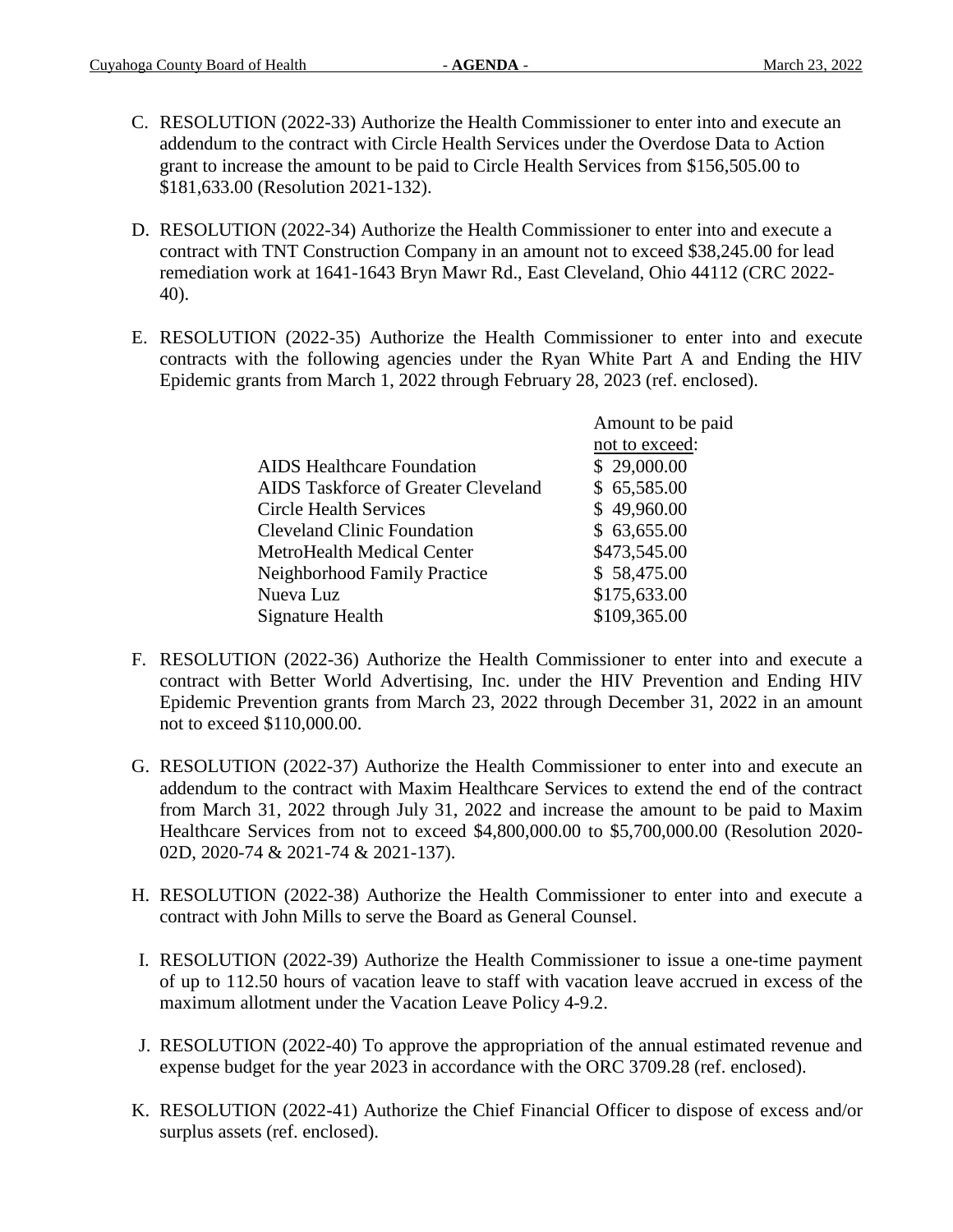C. RESOLUTION (2022-33) Authorize the Health Commissioner to enter into and execute an addendum to the contract with Circle Health Services under the Overdose Data to Action grant to increase the amount to be paid to Circle Health Services from $156,505.00 to $181,633.00 (Resolution 2021-132).

D. RESOLUTION (2022-34) Authorize the Health Commissioner to enter into and execute a contract with TNT Construction Company in an amount not to exceed $38,245.00 for lead remediation work at 1641-1643 Bryn Mawr Rd., East Cleveland, Ohio 44112 (CRC 2022-40).

E. RESOLUTION (2022-35) Authorize the Health Commissioner to enter into and execute contracts with the following agencies under the Ryan White Part A and Ending the HIV Epidemic grants from March 1, 2022 through February 28, 2023 (ref. enclosed).

| | Amount to be paid not to exceed: |
|---|---|
| AIDS Healthcare Foundation | $ 29,000.00 |
| AIDS Taskforce of Greater Cleveland | $ 65,585.00 |
| Circle Health Services | $ 49,960.00 |
| Cleveland Clinic Foundation | $ 63,655.00 |
| MetroHealth Medical Center | $473,545.00 |
| Neighborhood Family Practice | $ 58,475.00 |
| Nueva Luz | $175,633.00 |
| Signature Health | $109,365.00 |

F. RESOLUTION (2022-36) Authorize the Health Commissioner to enter into and execute a contract with Better World Advertising, Inc. under the HIV Prevention and Ending HIV Epidemic Prevention grants from March 23, 2022 through December 31, 2022 in an amount not to exceed $110,000.00.

G. RESOLUTION (2022-37) Authorize the Health Commissioner to enter into and execute an addendum to the contract with Maxim Healthcare Services to extend the end of the contract from March 31, 2022 through July 31, 2022 and increase the amount to be paid to Maxim Healthcare Services from not to exceed $4,800,000.00 to $5,700,000.00 (Resolution 2020-02D, 2020-74 & 2021-74 & 2021-137).

H. RESOLUTION (2022-38) Authorize the Health Commissioner to enter into and execute a contract with John Mills to serve the Board as General Counsel.

I. RESOLUTION (2022-39) Authorize the Health Commissioner to issue a one-time payment of up to 112.50 hours of vacation leave to staff with vacation leave accrued in excess of the maximum allotment under the Vacation Leave Policy 4-9.2.

J. RESOLUTION (2022-40) To approve the appropriation of the annual estimated revenue and expense budget for the year 2023 in accordance with the ORC 3709.28 (ref. enclosed).

K. RESOLUTION (2022-41) Authorize the Chief Financial Officer to dispose of excess and/or surplus assets (ref. enclosed).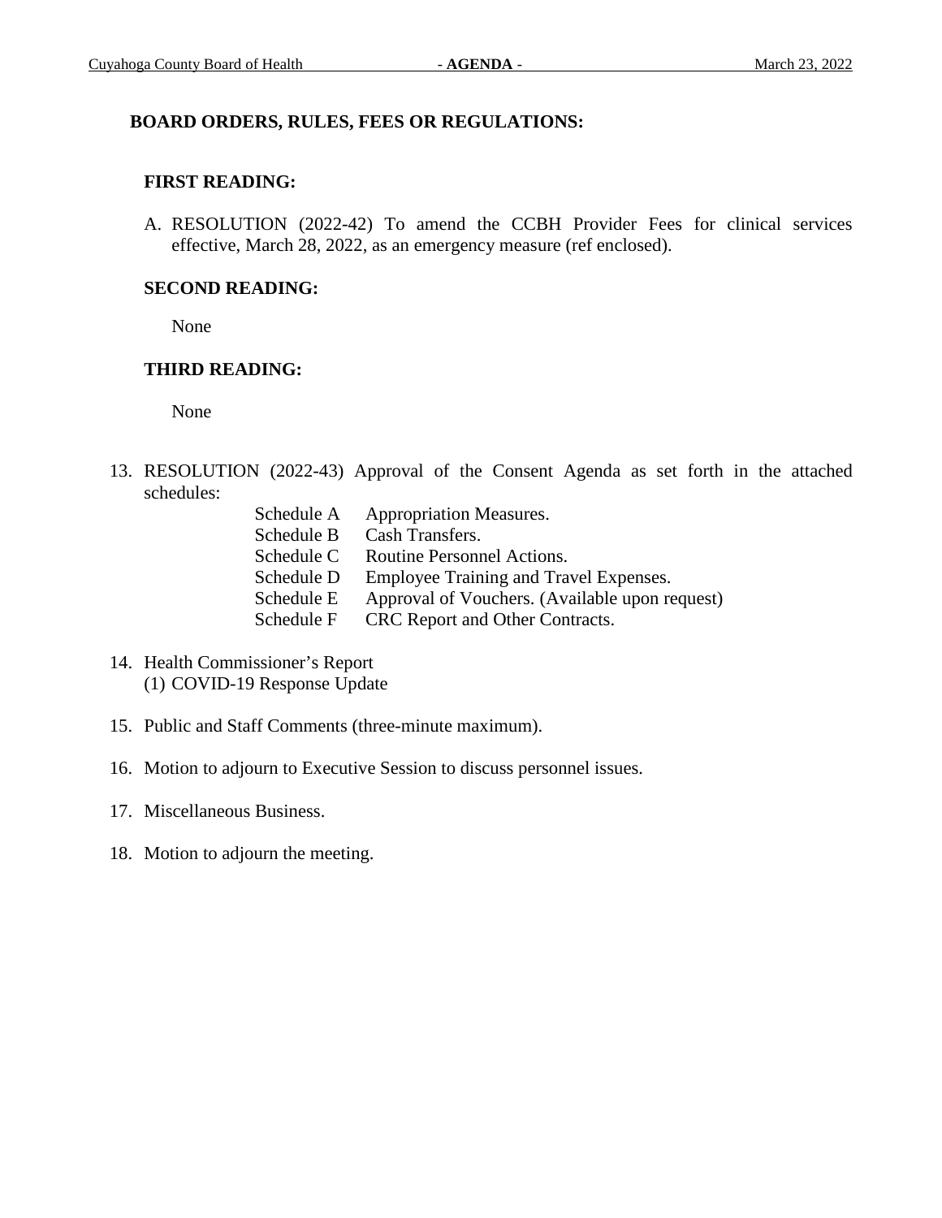**BOARD ORDERS, RULES, FEES OR REGULATIONS:**

**FIRST READING:**

A. RESOLUTION (2022-42) To amend the CCBH Provider Fees for clinical services effective, March 28, 2022, as an emergency measure (ref enclosed).

**SECOND READING:**

None

**THIRD READING:**

None

13. RESOLUTION (2022-43) Approval of the Consent Agenda as set forth in the attached schedules:

    | | |
    |---|---|
    | Schedule A | Appropriation Measures. |
    | Schedule B | Cash Transfers. |
    | Schedule C | Routine Personnel Actions. |
    | Schedule D | Employee Training and Travel Expenses. |
    | Schedule E | Approval of Vouchers. (Available upon request) |
    | Schedule F | CRC Report and Other Contracts. |

14. Health Commissioner's Report
    (1) COVID-19 Response Update

15. Public and Staff Comments (three-minute maximum).

16. Motion to adjourn to Executive Session to discuss personnel issues.

17. Miscellaneous Business.

18. Motion to adjourn the meeting.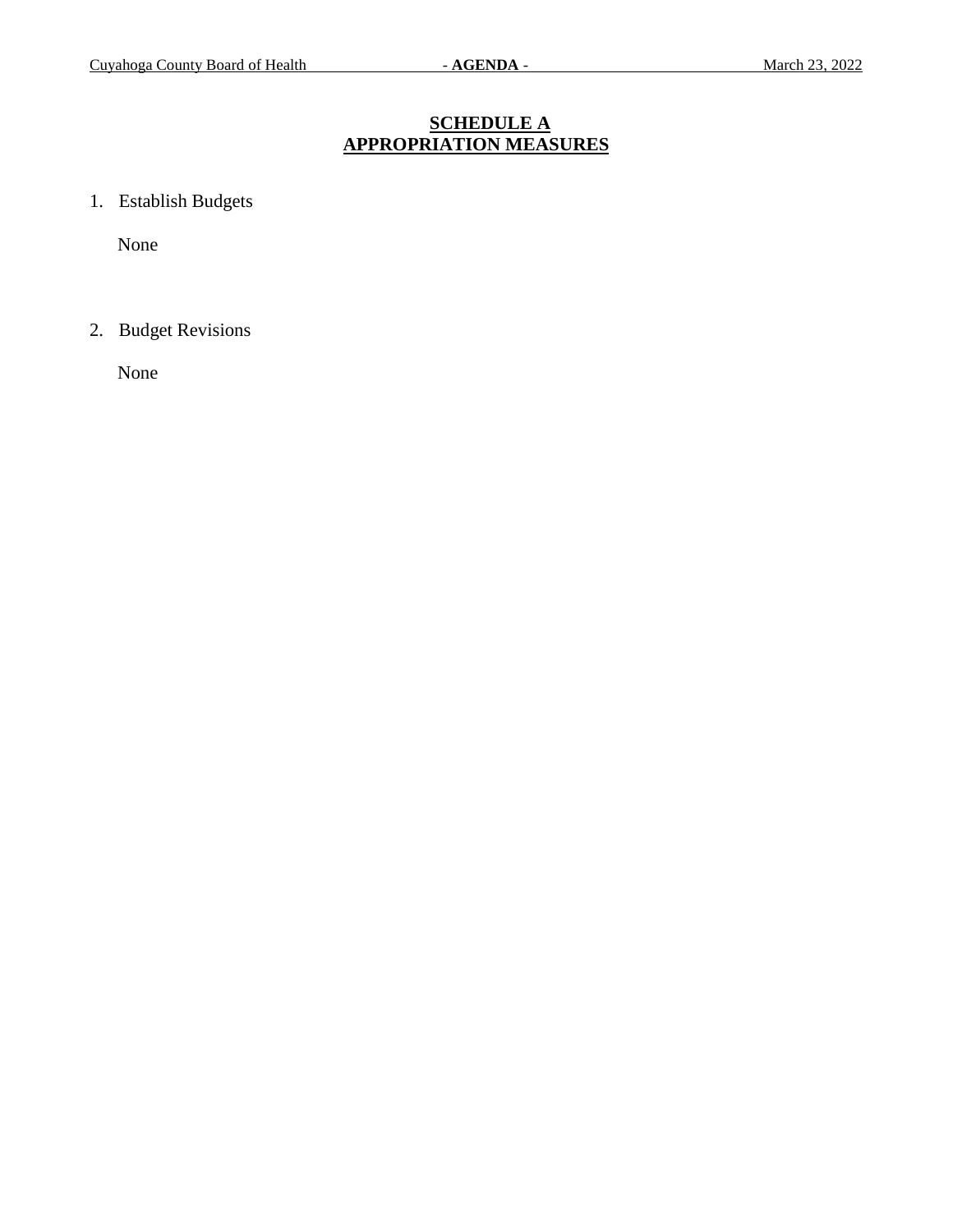## SCHEDULE A
## APPROPRIATION MEASURES

1. Establish Budgets

   None

2. Budget Revisions

   None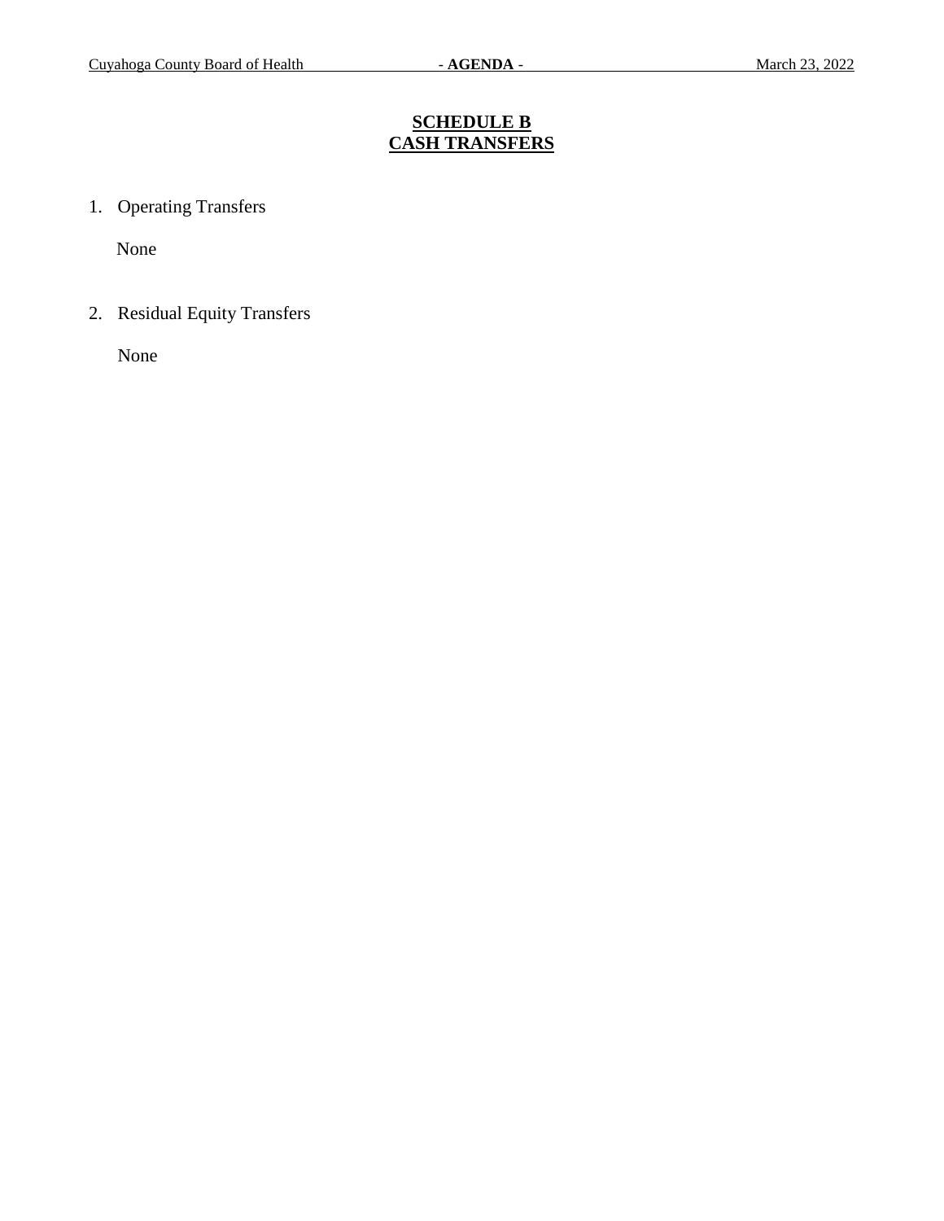# SCHEDULE B
# CASH TRANSFERS

1. Operating Transfers

   None

2. Residual Equity Transfers

   None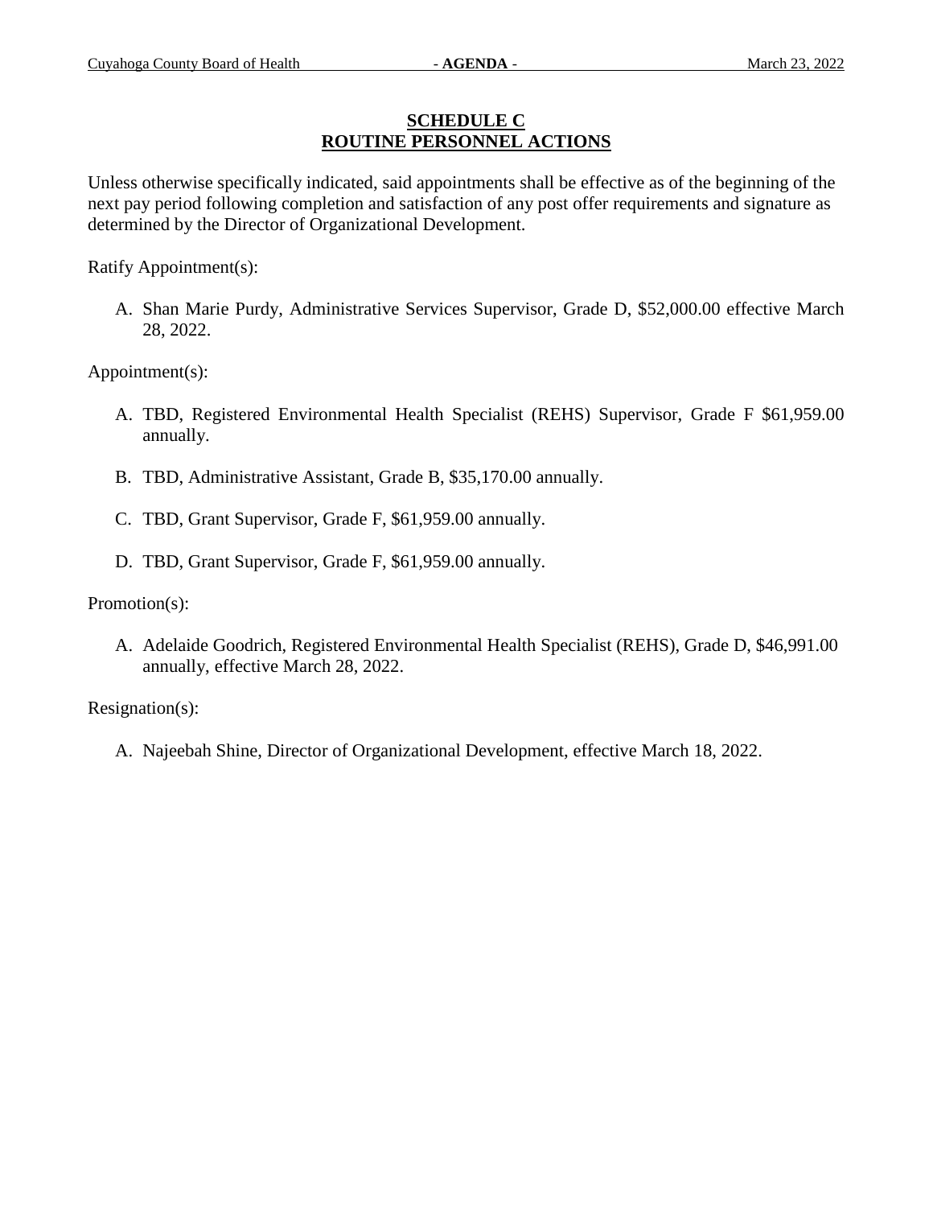## SCHEDULE C
## ROUTINE PERSONNEL ACTIONS

Unless otherwise specifically indicated, said appointments shall be effective as of the beginning of the next pay period following completion and satisfaction of any post offer requirements and signature as determined by the Director of Organizational Development.

Ratify Appointment(s):

A. Shan Marie Purdy, Administrative Services Supervisor, Grade D, $52,000.00 effective March 28, 2022.

Appointment(s):

A. TBD, Registered Environmental Health Specialist (REHS) Supervisor, Grade F $61,959.00 annually.

B. TBD, Administrative Assistant, Grade B, $35,170.00 annually.

C. TBD, Grant Supervisor, Grade F, $61,959.00 annually.

D. TBD, Grant Supervisor, Grade F, $61,959.00 annually.

Promotion(s):

A. Adelaide Goodrich, Registered Environmental Health Specialist (REHS), Grade D, $46,991.00 annually, effective March 28, 2022.

Resignation(s):

A. Najeebah Shine, Director of Organizational Development, effective March 18, 2022.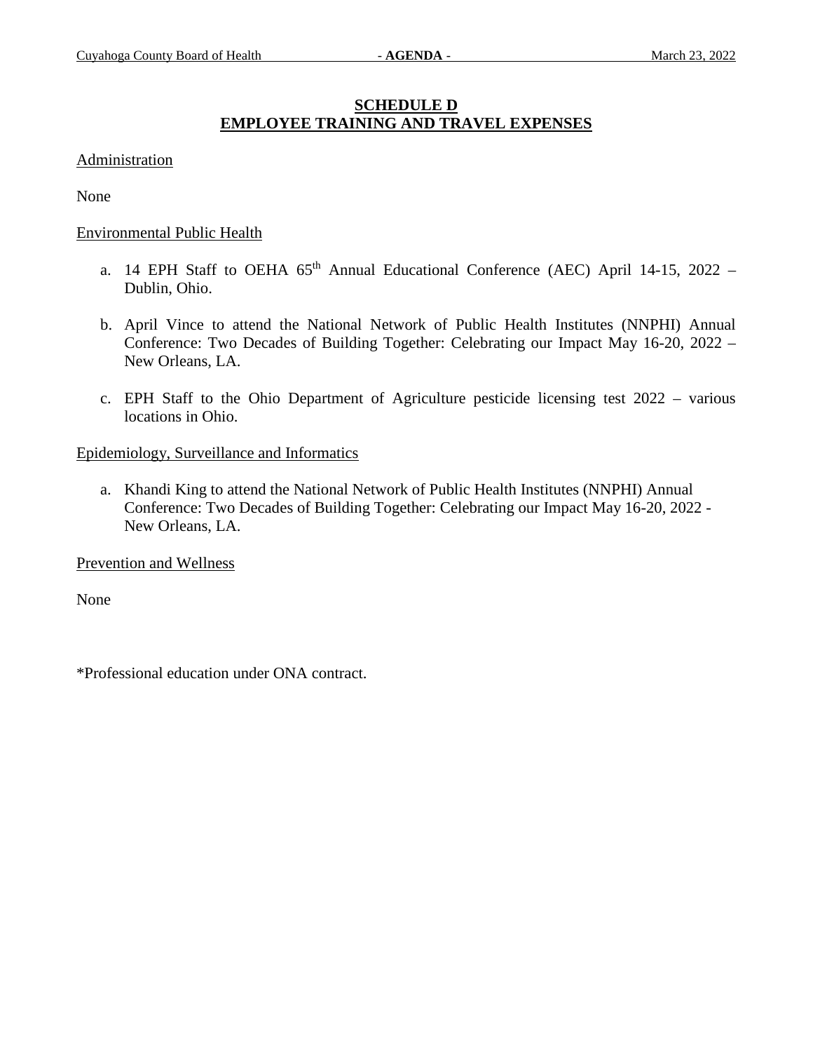## SCHEDULE D
## EMPLOYEE TRAINING AND TRAVEL EXPENSES

Administration

None

Environmental Public Health

a. 14 EPH Staff to OEHA 65th Annual Educational Conference (AEC) April 14-15, 2022 – Dublin, Ohio.

b. April Vince to attend the National Network of Public Health Institutes (NNPHI) Annual Conference: Two Decades of Building Together: Celebrating our Impact May 16-20, 2022 – New Orleans, LA.

c. EPH Staff to the Ohio Department of Agriculture pesticide licensing test 2022 – various locations in Ohio.

Epidemiology, Surveillance and Informatics

a. Khandi King to attend the National Network of Public Health Institutes (NNPHI) Annual Conference: Two Decades of Building Together: Celebrating our Impact May 16-20, 2022 - New Orleans, LA.

Prevention and Wellness

None

*Professional education under ONA contract.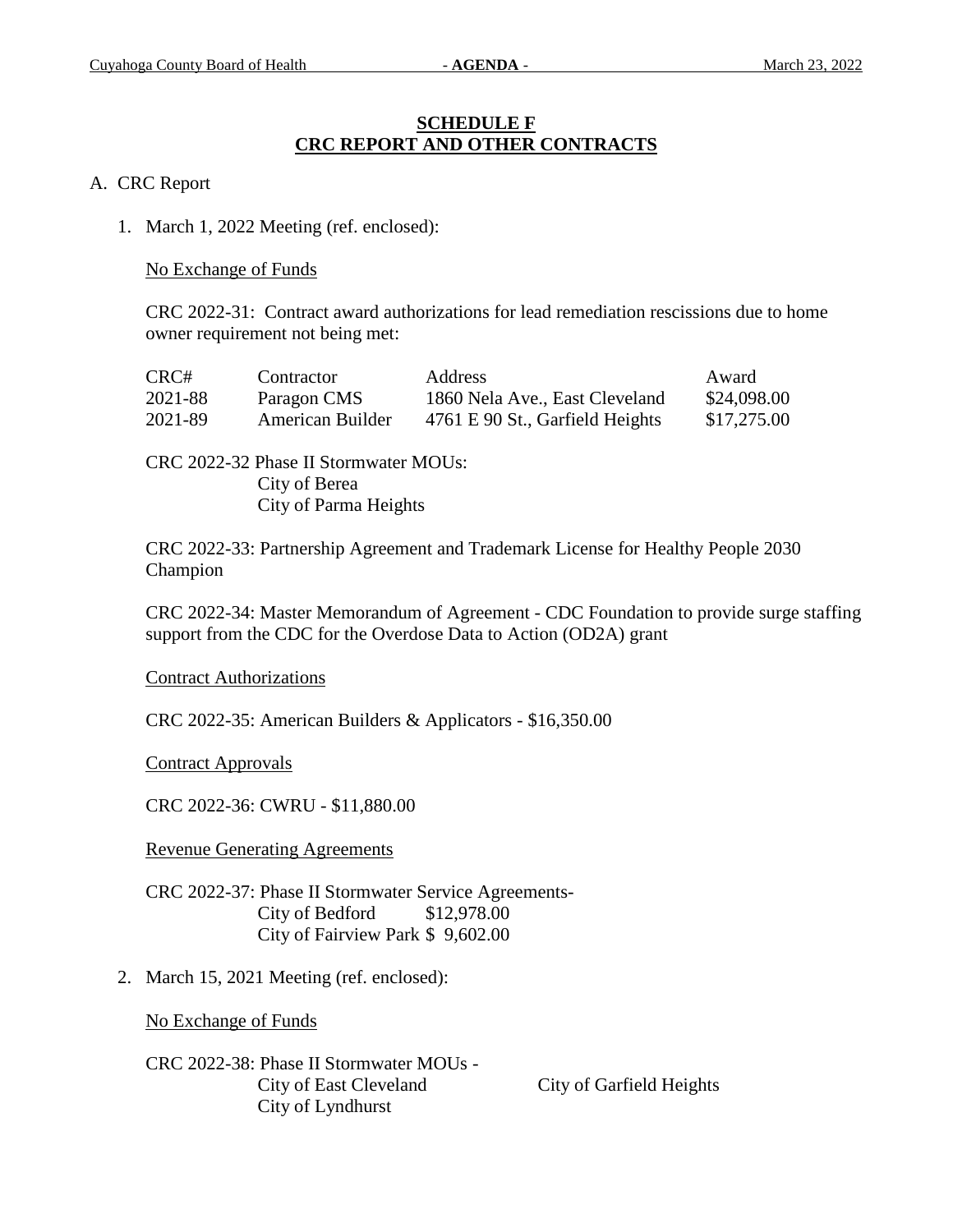## SCHEDULE F
## CRC REPORT AND OTHER CONTRACTS

A. CRC Report

1. March 1, 2022 Meeting (ref. enclosed):

   No Exchange of Funds

   CRC 2022-31: Contract award authorizations for lead remediation rescissions due to home owner requirement not being met:

   | CRC# | Contractor | Address | Award |
   |---|---|---|---|
   | 2021-88 | Paragon CMS | 1860 Nela Ave., East Cleveland | $24,098.00 |
   | 2021-89 | American Builder | 4761 E 90 St., Garfield Heights | $17,275.00 |

   CRC 2022-32 Phase II Stormwater MOUs:
   City of Berea
   City of Parma Heights

   CRC 2022-33: Partnership Agreement and Trademark License for Healthy People 2030 Champion

   CRC 2022-34: Master Memorandum of Agreement - CDC Foundation to provide surge staffing support from the CDC for the Overdose Data to Action (OD2A) grant

   Contract Authorizations

   CRC 2022-35: American Builders & Applicators - $16,350.00

   Contract Approvals

   CRC 2022-36: CWRU - $11,880.00

   Revenue Generating Agreements

   CRC 2022-37: Phase II Stormwater Service Agreements-
   City of Bedford $12,978.00
   City of Fairview Park $ 9,602.00

2. March 15, 2021 Meeting (ref. enclosed):

   No Exchange of Funds

   CRC 2022-38: Phase II Stormwater MOUs -
   City of East Cleveland
   City of Garfield Heights
   City of Lyndhurst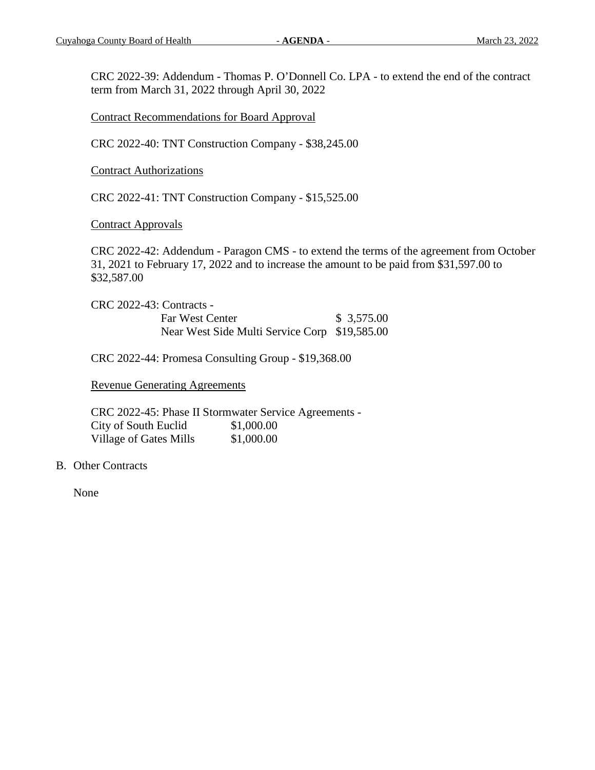CRC 2022-39: Addendum - Thomas P. O'Donnell Co. LPA - to extend the end of the contract term from March 31, 2022 through April 30, 2022

Contract Recommendations for Board Approval

CRC 2022-40: TNT Construction Company - $38,245.00

Contract Authorizations

CRC 2022-41: TNT Construction Company - $15,525.00

Contract Approvals

CRC 2022-42: Addendum - Paragon CMS - to extend the terms of the agreement from October 31, 2021 to February 17, 2022 and to increase the amount to be paid from $31,597.00 to $32,587.00

CRC 2022-43: Contracts -

| | |
|---|---|
| Far West Center | $ 3,575.00 |
| Near West Side Multi Service Corp | $19,585.00 |

CRC 2022-44: Promesa Consulting Group - $19,368.00

Revenue Generating Agreements

CRC 2022-45: Phase II Stormwater Service Agreements -

| | |
|---|---|
| City of South Euclid | $1,000.00 |
| Village of Gates Mills | $1,000.00 |

B. Other Contracts

None